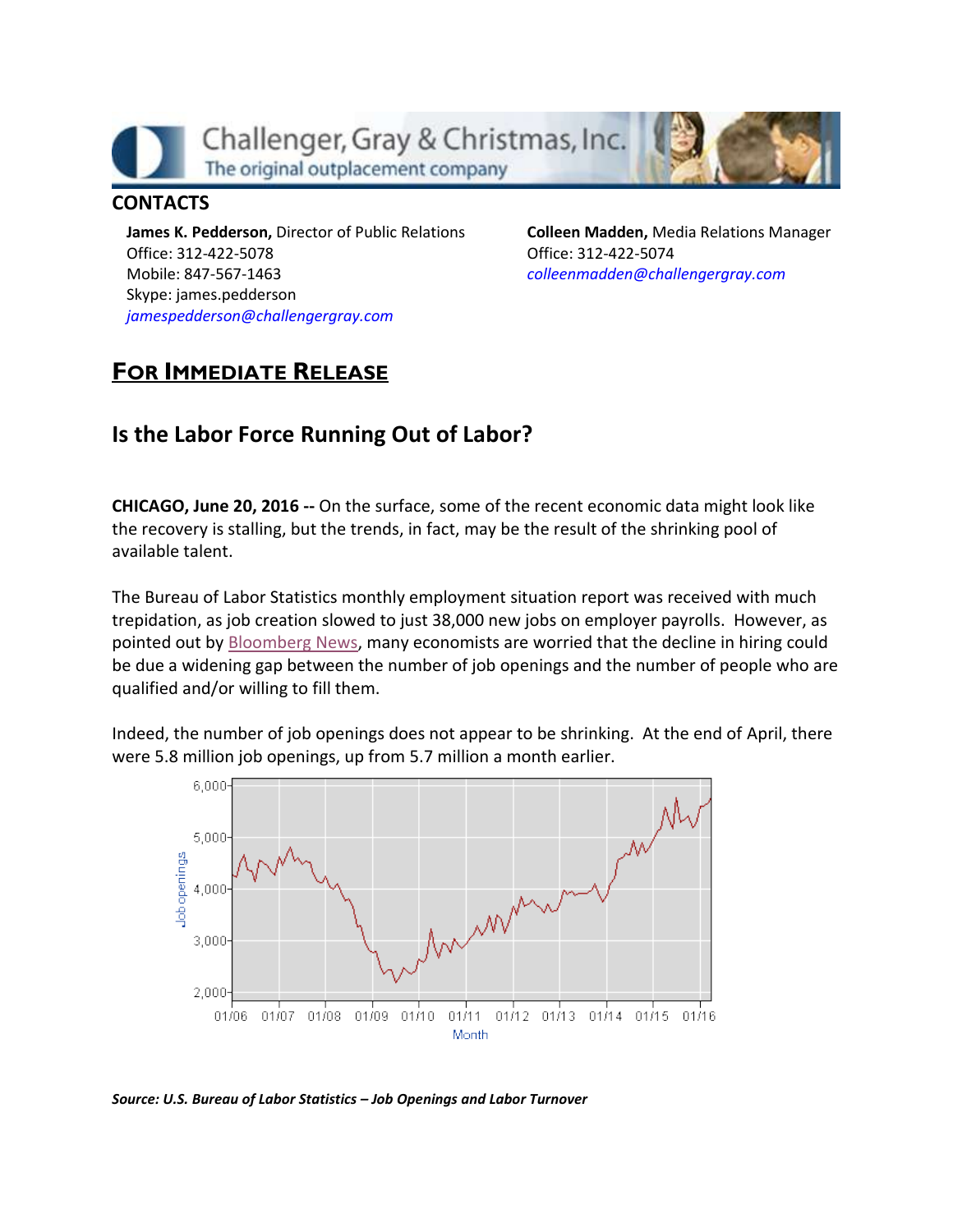Challenger, Gray & Christmas, Inc.
The original outplacement company

**CONTACTS**

**James K. Pedderson,** Director of Public Relations
Office: 312-422-5078
Mobile: 847-567-1463
Skype: james.pedderson
*jamespedderson@challengergray.com*

**Colleen Madden,** Media Relations Manager
Office: 312-422-5074
*colleenmadden@challengergray.com*

## FOR IMMEDIATE RELEASE

## Is the Labor Force Running Out of Labor?

**CHICAGO, June 20, 2016 --** On the surface, some of the recent economic data might look like the recovery is stalling, but the trends, in fact, may be the result of the shrinking pool of available talent.

The Bureau of Labor Statistics monthly employment situation report was received with much trepidation, as job creation slowed to just 38,000 new jobs on employer payrolls. However, as pointed out by Bloomberg News, many economists are worried that the decline in hiring could be due a widening gap between the number of job openings and the number of people who are qualified and/or willing to fill them.

Indeed, the number of job openings does not appear to be shrinking. At the end of April, there were 5.8 million job openings, up from 5.7 million a month earlier.

***Source: U.S. Bureau of Labor Statistics – Job Openings and Labor Turnover***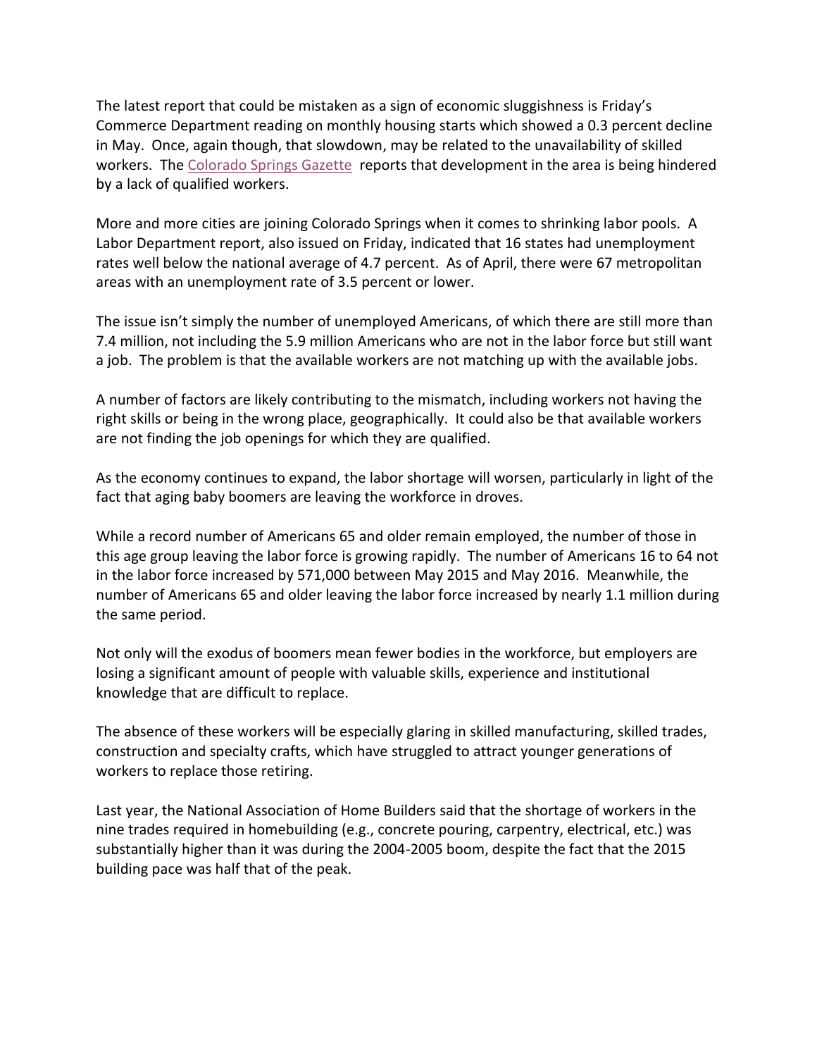The latest report that could be mistaken as a sign of economic sluggishness is Friday's Commerce Department reading on monthly housing starts which showed a 0.3 percent decline in May. Once, again though, that slowdown, may be related to the unavailability of skilled workers. The Colorado Springs Gazette reports that development in the area is being hindered by a lack of qualified workers.

More and more cities are joining Colorado Springs when it comes to shrinking labor pools. A Labor Department report, also issued on Friday, indicated that 16 states had unemployment rates well below the national average of 4.7 percent. As of April, there were 67 metropolitan areas with an unemployment rate of 3.5 percent or lower.

The issue isn't simply the number of unemployed Americans, of which there are still more than 7.4 million, not including the 5.9 million Americans who are not in the labor force but still want a job. The problem is that the available workers are not matching up with the available jobs.

A number of factors are likely contributing to the mismatch, including workers not having the right skills or being in the wrong place, geographically. It could also be that available workers are not finding the job openings for which they are qualified.

As the economy continues to expand, the labor shortage will worsen, particularly in light of the fact that aging baby boomers are leaving the workforce in droves.

While a record number of Americans 65 and older remain employed, the number of those in this age group leaving the labor force is growing rapidly. The number of Americans 16 to 64 not in the labor force increased by 571,000 between May 2015 and May 2016. Meanwhile, the number of Americans 65 and older leaving the labor force increased by nearly 1.1 million during the same period.

Not only will the exodus of boomers mean fewer bodies in the workforce, but employers are losing a significant amount of people with valuable skills, experience and institutional knowledge that are difficult to replace.

The absence of these workers will be especially glaring in skilled manufacturing, skilled trades, construction and specialty crafts, which have struggled to attract younger generations of workers to replace those retiring.

Last year, the National Association of Home Builders said that the shortage of workers in the nine trades required in homebuilding (e.g., concrete pouring, carpentry, electrical, etc.) was substantially higher than it was during the 2004-2005 boom, despite the fact that the 2015 building pace was half that of the peak.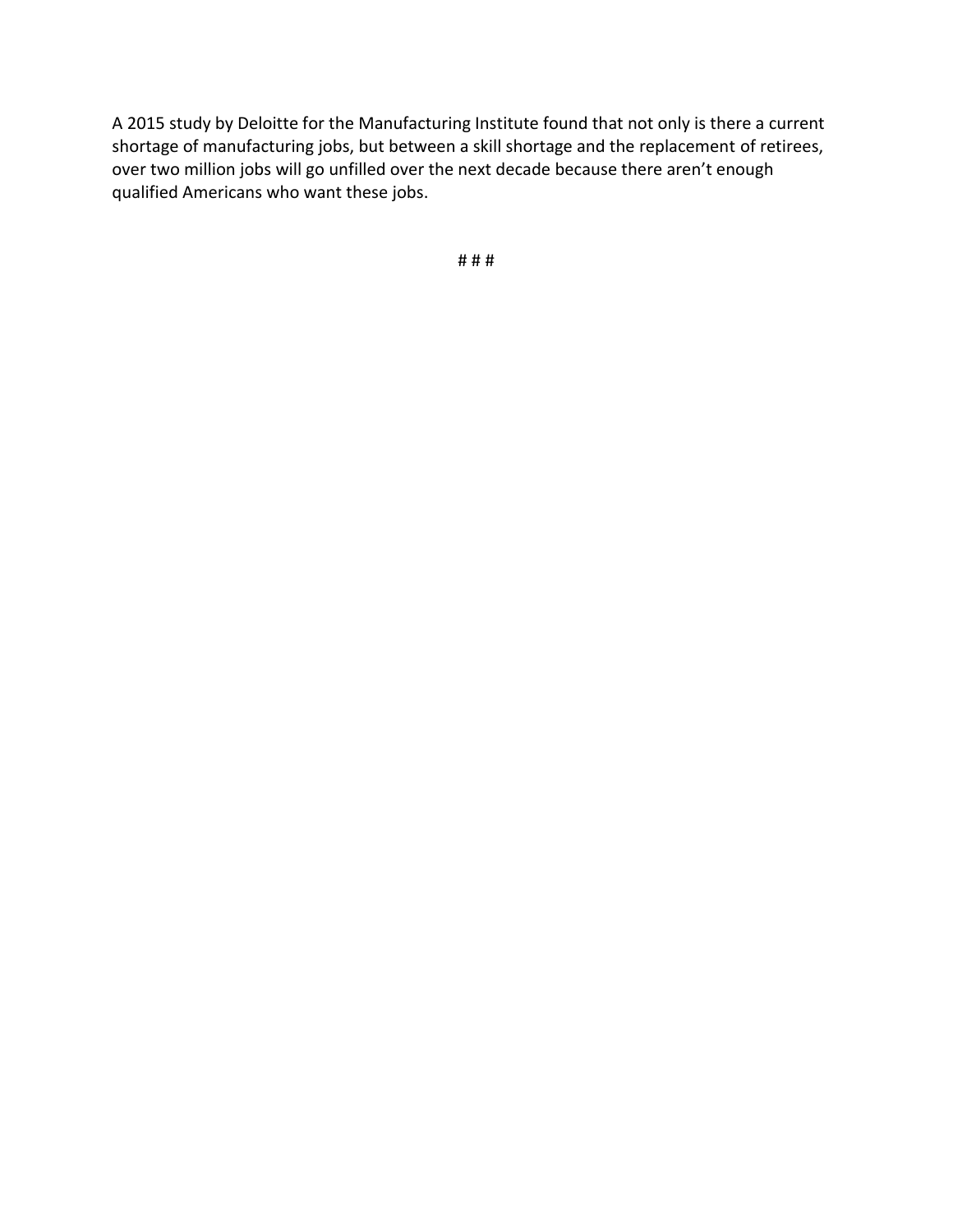A 2015 study by Deloitte for the Manufacturing Institute found that not only is there a current shortage of manufacturing jobs, but between a skill shortage and the replacement of retirees, over two million jobs will go unfilled over the next decade because there aren't enough qualified Americans who want these jobs.

# # #